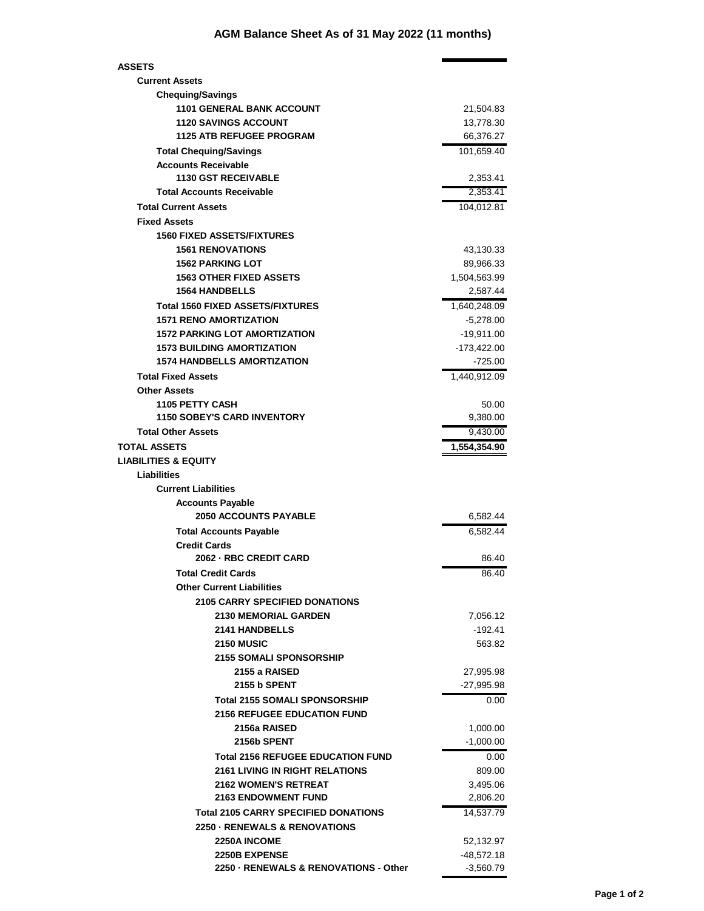# AGM Balance Sheet As of 31 May 2022 (11 months)

| | |
|---|---|
| **ASSETS** | |
| **Current Assets** | |
| **Chequing/Savings** | |
| **1101 GENERAL BANK ACCOUNT** | 21,504.83 |
| **1120 SAVINGS ACCOUNT** | 13,778.30 |
| **1125 ATB REFUGEE PROGRAM** | 66,376.27 |
| **Total Chequing/Savings** | 101,659.40 |
| **Accounts Receivable** | |
| **1130 GST RECEIVABLE** | 2,353.41 |
| **Total Accounts Receivable** | 2,353.41 |
| **Total Current Assets** | 104,012.81 |
| **Fixed Assets** | |
| **1560 FIXED ASSETS/FIXTURES** | |
| **1561 RENOVATIONS** | 43,130.33 |
| **1562 PARKING LOT** | 89,966.33 |
| **1563 OTHER FIXED ASSETS** | 1,504,563.99 |
| **1564 HANDBELLS** | 2,587.44 |
| **Total 1560 FIXED ASSETS/FIXTURES** | 1,640,248.09 |
| **1571 RENO AMORTIZATION** | -5,278.00 |
| **1572 PARKING LOT AMORTIZATION** | -19,911.00 |
| **1573 BUILDING AMORTIZATION** | -173,422.00 |
| **1574 HANDBELLS AMORTIZATION** | -725.00 |
| **Total Fixed Assets** | 1,440,912.09 |
| **Other Assets** | |
| **1105 PETTY CASH** | 50.00 |
| **1150 SOBEY'S CARD INVENTORY** | 9,380.00 |
| **Total Other Assets** | 9,430.00 |
| **TOTAL ASSETS** | **1,554,354.90** |
| **LIABILITIES & EQUITY** | |
| **Liabilities** | |
| **Current Liabilities** | |
| **Accounts Payable** | |
| **2050 ACCOUNTS PAYABLE** | 6,582.44 |
| **Total Accounts Payable** | 6,582.44 |
| **Credit Cards** | |
| **2062 · RBC CREDIT CARD** | 86.40 |
| **Total Credit Cards** | 86.40 |
| **Other Current Liabilities** | |
| **2105 CARRY SPECIFIED DONATIONS** | |
| **2130 MEMORIAL GARDEN** | 7,056.12 |
| **2141 HANDBELLS** | -192.41 |
| **2150 MUSIC** | 563.82 |
| **2155 SOMALI SPONSORSHIP** | |
| **2155 a RAISED** | 27,995.98 |
| **2155 b SPENT** | -27,995.98 |
| **Total 2155 SOMALI SPONSORSHIP** | 0.00 |
| **2156 REFUGEE EDUCATION FUND** | |
| **2156a RAISED** | 1,000.00 |
| **2156b SPENT** | -1,000.00 |
| **Total 2156 REFUGEE EDUCATION FUND** | 0.00 |
| **2161 LIVING IN RIGHT RELATIONS** | 809.00 |
| **2162 WOMEN'S RETREAT** | 3,495.06 |
| **2163 ENDOWMENT FUND** | 2,806.20 |
| **Total 2105 CARRY SPECIFIED DONATIONS** | 14,537.79 |
| **2250 · RENEWALS & RENOVATIONS** | |
| **2250A INCOME** | 52,132.97 |
| **2250B EXPENSE** | -48,572.18 |
| **2250 · RENEWALS & RENOVATIONS - Other** | -3,560.79 |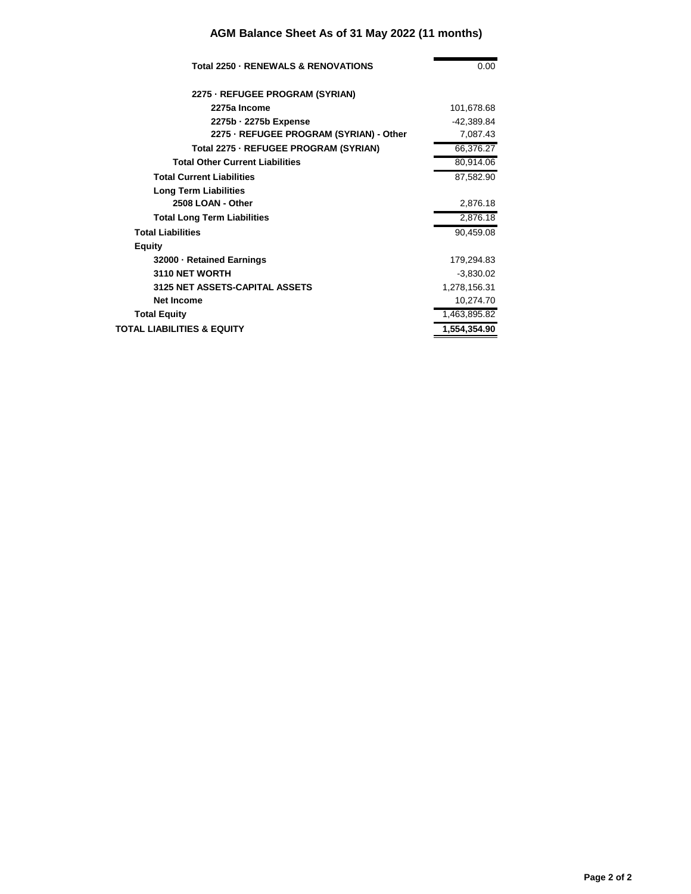# AGM Balance Sheet As of 31 May 2022 (11 months)

| | |
|---|---|
| **Total 2250 · RENEWALS & RENOVATIONS** | 0.00 |
| **2275 · REFUGEE PROGRAM (SYRIAN)** | |
| **2275a Income** | 101,678.68 |
| **2275b · 2275b Expense** | -42,389.84 |
| **2275 · REFUGEE PROGRAM (SYRIAN) - Other** | 7,087.43 |
| **Total 2275 · REFUGEE PROGRAM (SYRIAN)** | 66,376.27 |
| **Total Other Current Liabilities** | 80,914.06 |
| **Total Current Liabilities** | 87,582.90 |
| **Long Term Liabilities** | |
| **2508 LOAN - Other** | 2,876.18 |
| **Total Long Term Liabilities** | 2,876.18 |
| **Total Liabilities** | 90,459.08 |
| **Equity** | |
| **32000 · Retained Earnings** | 179,294.83 |
| **3110 NET WORTH** | -3,830.02 |
| **3125 NET ASSETS-CAPITAL ASSETS** | 1,278,156.31 |
| **Net Income** | 10,274.70 |
| **Total Equity** | 1,463,895.82 |
| **TOTAL LIABILITIES & EQUITY** | **1,554,354.90** |